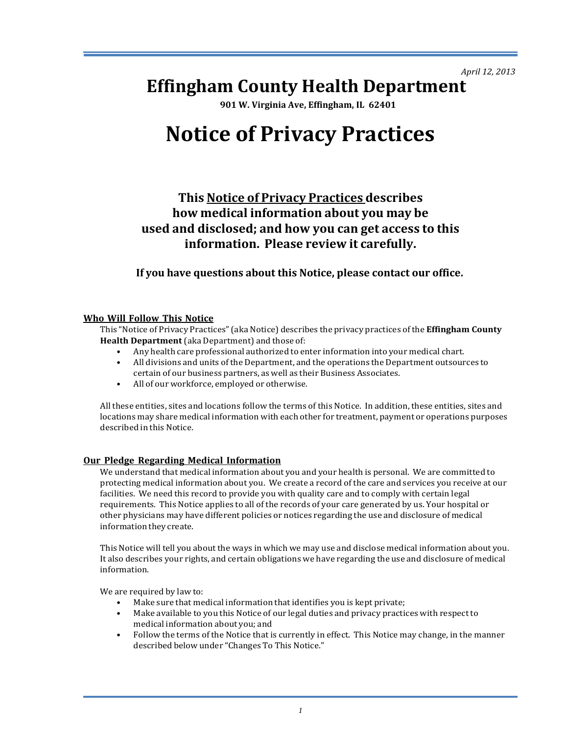*April 12, 2013*

# Effingham County Health Department

**901 W. Virginia Ave, Effingham, IL 62401**

# Notice of Privacy Practices

### This Notice of Privacy Practices describes how medical information about you may be used and disclosed; and how you can get access to this information. Please review it carefully.

**If you have questions about this Notice, please contact our office.**

## Who Will Follow This Notice

This "Notice of Privacy Practices" (aka Notice) describes the privacy practices of the **Effingham County Health Department** (aka Department) and those of:

- Any health care professional authorized to enter information into your medical chart.
- All divisions and units of the Department, and the operations the Department outsources to certain of our business partners, as well as their Business Associates.
- All of our workforce, employed or otherwise.

All these entities, sites and locations follow the terms of this Notice. In addition, these entities, sites and locations may share medical information with each other for treatment, payment or operations purposes described in this Notice.

## Our Pledge Regarding Medical Information

We understand that medical information about you and your health is personal. We are committed to protecting medical information about you. We create a record of the care and services you receive at our facilities. We need this record to provide you with quality care and to comply with certain legal requirements. This Notice applies to all of the records of your care generated by us. Your hospital or other physicians may have different policies or notices regarding the use and disclosure of medical information they create.

This Notice will tell you about the ways in which we may use and disclose medical information about you. It also describes your rights, and certain obligations we have regarding the use and disclosure of medical information.

We are required by law to:

- Make sure that medical information that identifies you is kept private;
- Make available to you this Notice of our legal duties and privacy practices with respect to medical information about you; and
- Follow the terms of the Notice that is currently in effect. This Notice may change, in the manner described below under "Changes To This Notice."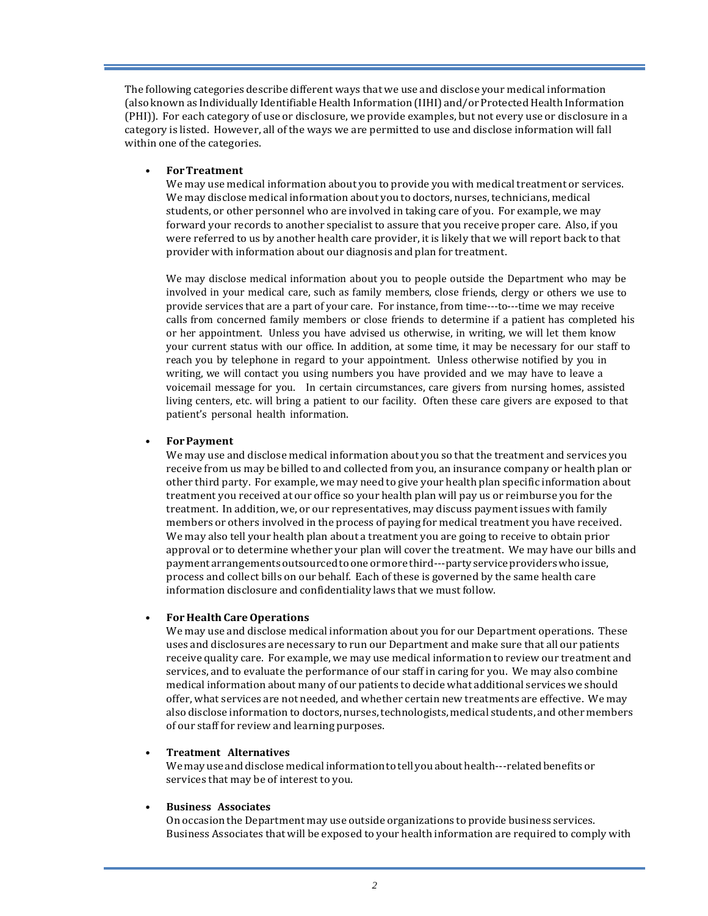The following categories describe different ways that we use and disclose your medical information (also known as Individually Identifiable Health Information (IIHI) and/or Protected Health Information (PHI)). For each category of use or disclosure, we provide examples, but not every use or disclosure in a category is listed. However, all of the ways we are permitted to use and disclose information will fall within one of the categories.

- **For Treatment**
  We may use medical information about you to provide you with medical treatment or services. We may disclose medical information about you to doctors, nurses, technicians, medical students, or other personnel who are involved in taking care of you. For example, we may forward your records to another specialist to assure that you receive proper care. Also, if you were referred to us by another health care provider, it is likely that we will report back to that provider with information about our diagnosis and plan for treatment.

  We may disclose medical information about you to people outside the Department who may be involved in your medical care, such as family members, close friends, clergy or others we use to provide services that are a part of your care. For instance, from time---to---time we may receive calls from concerned family members or close friends to determine if a patient has completed his or her appointment. Unless you have advised us otherwise, in writing, we will let them know your current status with our office. In addition, at some time, it may be necessary for our staff to reach you by telephone in regard to your appointment. Unless otherwise notified by you in writing, we will contact you using numbers you have provided and we may have to leave a voicemail message for you. In certain circumstances, care givers from nursing homes, assisted living centers, etc. will bring a patient to our facility. Often these care givers are exposed to that patient's personal health information.

- **For Payment**
  We may use and disclose medical information about you so that the treatment and services you receive from us may be billed to and collected from you, an insurance company or health plan or other third party. For example, we may need to give your health plan specific information about treatment you received at our office so your health plan will pay us or reimburse you for the treatment. In addition, we, or our representatives, may discuss payment issues with family members or others involved in the process of paying for medical treatment you have received. We may also tell your health plan about a treatment you are going to receive to obtain prior approval or to determine whether your plan will cover the treatment. We may have our bills and payment arrangements outsourced to one or more third---party service providers who issue, process and collect bills on our behalf. Each of these is governed by the same health care information disclosure and confidentiality laws that we must follow.

- **For Health Care Operations**
  We may use and disclose medical information about you for our Department operations. These uses and disclosures are necessary to run our Department and make sure that all our patients receive quality care. For example, we may use medical information to review our treatment and services, and to evaluate the performance of our staff in caring for you. We may also combine medical information about many of our patients to decide what additional services we should offer, what services are not needed, and whether certain new treatments are effective. We may also disclose information to doctors, nurses, technologists, medical students, and other members of our staff for review and learning purposes.

- **Treatment Alternatives**
  We may use and disclose medical information to tell you about health---related benefits or services that may be of interest to you.

- **Business Associates**
  On occasion the Department may use outside organizations to provide business services. Business Associates that will be exposed to your health information are required to comply with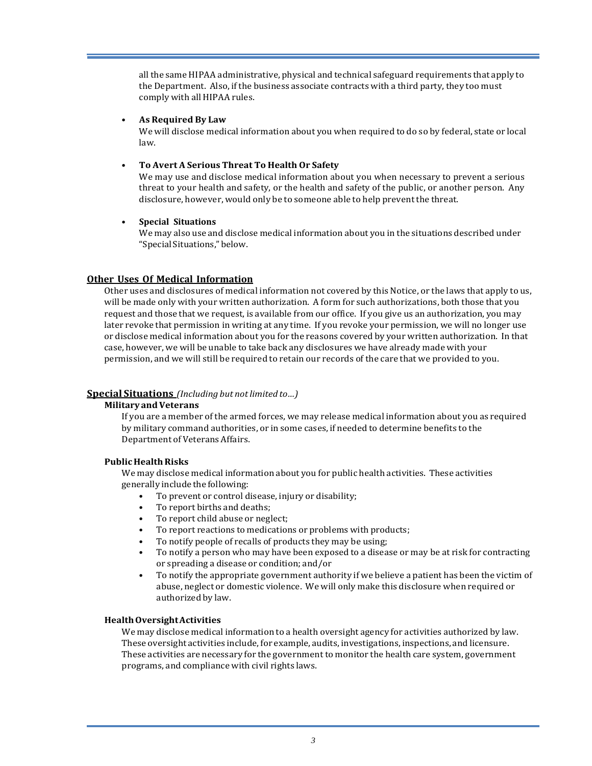all the same HIPAA administrative, physical and technical safeguard requirements that apply to the Department. Also, if the business associate contracts with a third party, they too must comply with all HIPAA rules.

- **As Required By Law**
  We will disclose medical information about you when required to do so by federal, state or local law.

- **To Avert A Serious Threat To Health Or Safety**
  We may use and disclose medical information about you when necessary to prevent a serious threat to your health and safety, or the health and safety of the public, or another person. Any disclosure, however, would only be to someone able to help prevent the threat.

- **Special Situations**
  We may also use and disclose medical information about you in the situations described under "Special Situations," below.

## Other Uses Of Medical Information

Other uses and disclosures of medical information not covered by this Notice, or the laws that apply to us, will be made only with your written authorization. A form for such authorizations, both those that you request and those that we request, is available from our office. If you give us an authorization, you may later revoke that permission in writing at any time. If you revoke your permission, we will no longer use or disclose medical information about you for the reasons covered by your written authorization. In that case, however, we will be unable to take back any disclosures we have already made with your permission, and we will still be required to retain our records of the care that we provided to you.

## Special Situations *(Including but not limited to…)*

### Military and Veterans

If you are a member of the armed forces, we may release medical information about you as required by military command authorities, or in some cases, if needed to determine benefits to the Department of Veterans Affairs.

### Public Health Risks

We may disclose medical information about you for public health activities. These activities generally include the following:

- To prevent or control disease, injury or disability;
- To report births and deaths;
- To report child abuse or neglect;
- To report reactions to medications or problems with products;
- To notify people of recalls of products they may be using;
- To notify a person who may have been exposed to a disease or may be at risk for contracting or spreading a disease or condition; and/or
- To notify the appropriate government authority if we believe a patient has been the victim of abuse, neglect or domestic violence. We will only make this disclosure when required or authorized by law.

### Health Oversight Activities

We may disclose medical information to a health oversight agency for activities authorized by law. These oversight activities include, for example, audits, investigations, inspections, and licensure. These activities are necessary for the government to monitor the health care system, government programs, and compliance with civil rights laws.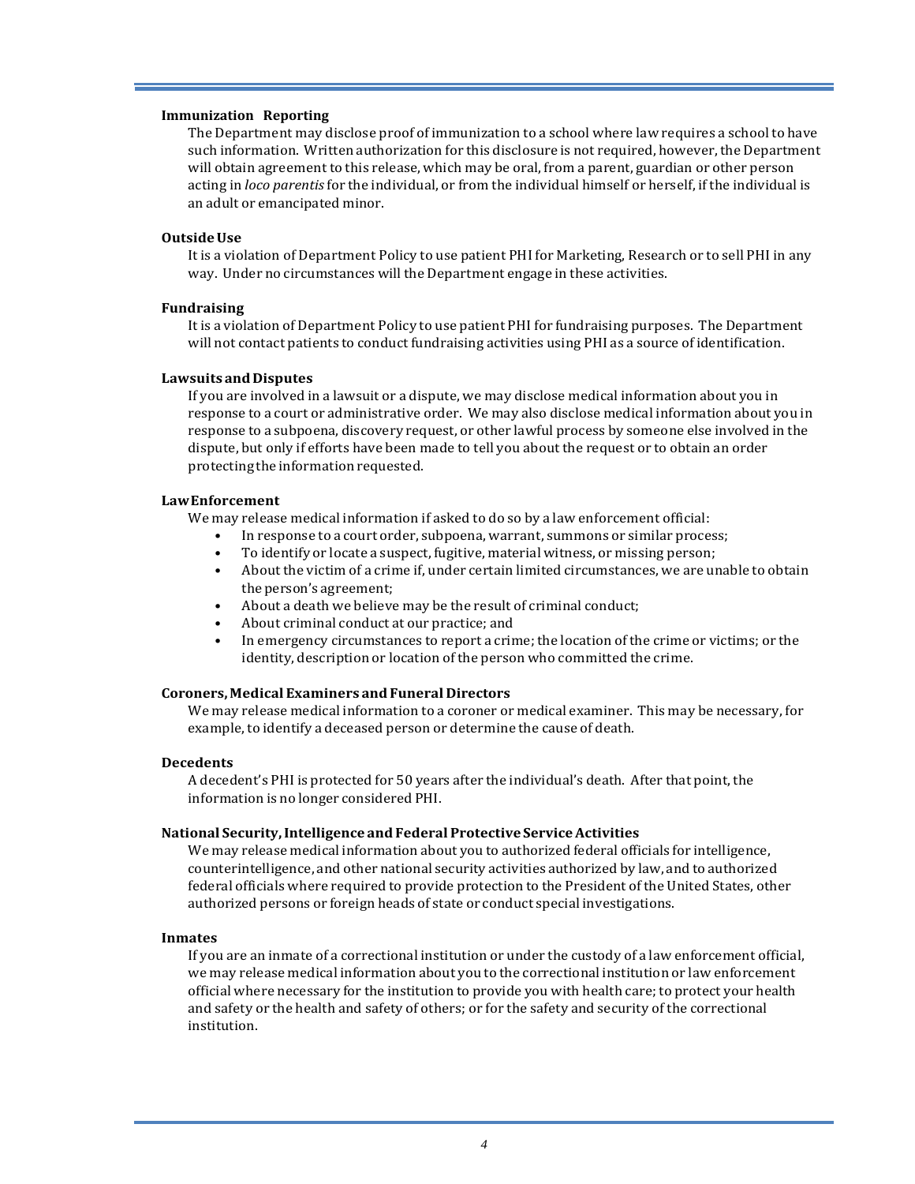**Immunization Reporting**

The Department may disclose proof of immunization to a school where law requires a school to have such information. Written authorization for this disclosure is not required, however, the Department will obtain agreement to this release, which may be oral, from a parent, guardian or other person acting in *loco parentis* for the individual, or from the individual himself or herself, if the individual is an adult or emancipated minor.

**Outside Use**

It is a violation of Department Policy to use patient PHI for Marketing, Research or to sell PHI in any way. Under no circumstances will the Department engage in these activities.

**Fundraising**

It is a violation of Department Policy to use patient PHI for fundraising purposes. The Department will not contact patients to conduct fundraising activities using PHI as a source of identification.

**Lawsuits and Disputes**

If you are involved in a lawsuit or a dispute, we may disclose medical information about you in response to a court or administrative order. We may also disclose medical information about you in response to a subpoena, discovery request, or other lawful process by someone else involved in the dispute, but only if efforts have been made to tell you about the request or to obtain an order protecting the information requested.

**Law Enforcement**

We may release medical information if asked to do so by a law enforcement official:

- In response to a court order, subpoena, warrant, summons or similar process;
- To identify or locate a suspect, fugitive, material witness, or missing person;
- About the victim of a crime if, under certain limited circumstances, we are unable to obtain the person's agreement;
- About a death we believe may be the result of criminal conduct;
- About criminal conduct at our practice; and
- In emergency circumstances to report a crime; the location of the crime or victims; or the identity, description or location of the person who committed the crime.

**Coroners, Medical Examiners and Funeral Directors**

We may release medical information to a coroner or medical examiner. This may be necessary, for example, to identify a deceased person or determine the cause of death.

**Decedents**

A decedent's PHI is protected for 50 years after the individual's death. After that point, the information is no longer considered PHI.

**National Security, Intelligence and Federal Protective Service Activities**

We may release medical information about you to authorized federal officials for intelligence, counterintelligence, and other national security activities authorized by law, and to authorized federal officials where required to provide protection to the President of the United States, other authorized persons or foreign heads of state or conduct special investigations.

**Inmates**

If you are an inmate of a correctional institution or under the custody of a law enforcement official, we may release medical information about you to the correctional institution or law enforcement official where necessary for the institution to provide you with health care; to protect your health and safety or the health and safety of others; or for the safety and security of the correctional institution.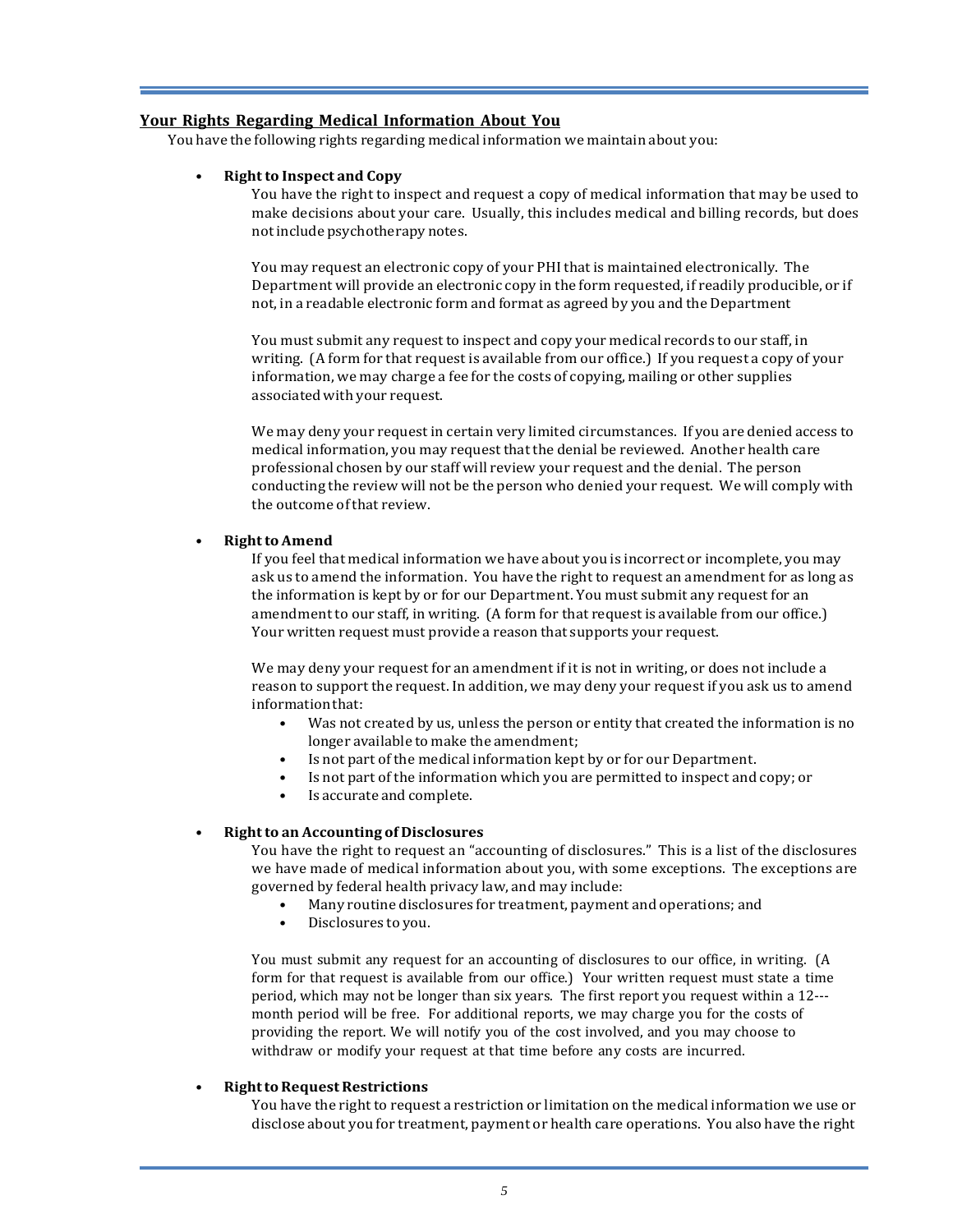## Your Rights Regarding Medical Information About You

You have the following rights regarding medical information we maintain about you:

- **Right to Inspect and Copy**

  You have the right to inspect and request a copy of medical information that may be used to make decisions about your care. Usually, this includes medical and billing records, but does not include psychotherapy notes.

  You may request an electronic copy of your PHI that is maintained electronically. The Department will provide an electronic copy in the form requested, if readily producible, or if not, in a readable electronic form and format as agreed by you and the Department

  You must submit any request to inspect and copy your medical records to our staff, in writing. (A form for that request is available from our office.) If you request a copy of your information, we may charge a fee for the costs of copying, mailing or other supplies associated with your request.

  We may deny your request in certain very limited circumstances. If you are denied access to medical information, you may request that the denial be reviewed. Another health care professional chosen by our staff will review your request and the denial. The person conducting the review will not be the person who denied your request. We will comply with the outcome of that review.

- **Right to Amend**

  If you feel that medical information we have about you is incorrect or incomplete, you may ask us to amend the information. You have the right to request an amendment for as long as the information is kept by or for our Department. You must submit any request for an amendment to our staff, in writing. (A form for that request is available from our office.) Your written request must provide a reason that supports your request.

  We may deny your request for an amendment if it is not in writing, or does not include a reason to support the request. In addition, we may deny your request if you ask us to amend information that:

  - Was not created by us, unless the person or entity that created the information is no longer available to make the amendment;
  - Is not part of the medical information kept by or for our Department.
  - Is not part of the information which you are permitted to inspect and copy; or
  - Is accurate and complete.

- **Right to an Accounting of Disclosures**

  You have the right to request an "accounting of disclosures." This is a list of the disclosures we have made of medical information about you, with some exceptions. The exceptions are governed by federal health privacy law, and may include:

  - Many routine disclosures for treatment, payment and operations; and
  - Disclosures to you.

  You must submit any request for an accounting of disclosures to our office, in writing. (A form for that request is available from our office.) Your written request must state a time period, which may not be longer than six years. The first report you request within a 12---month period will be free. For additional reports, we may charge you for the costs of providing the report. We will notify you of the cost involved, and you may choose to withdraw or modify your request at that time before any costs are incurred.

- **Right to Request Restrictions**

  You have the right to request a restriction or limitation on the medical information we use or disclose about you for treatment, payment or health care operations. You also have the right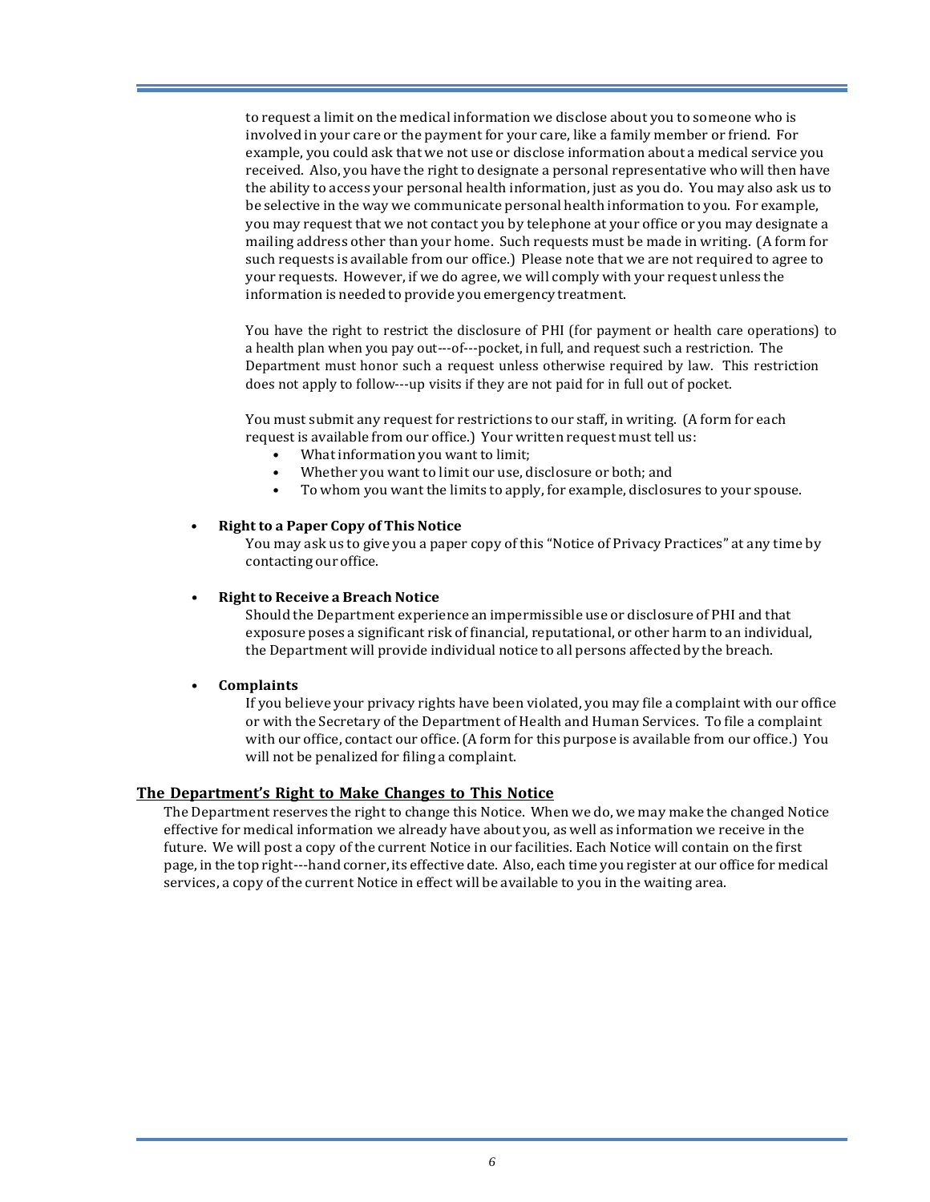to request a limit on the medical information we disclose about you to someone who is involved in your care or the payment for your care, like a family member or friend. For example, you could ask that we not use or disclose information about a medical service you received. Also, you have the right to designate a personal representative who will then have the ability to access your personal health information, just as you do. You may also ask us to be selective in the way we communicate personal health information to you. For example, you may request that we not contact you by telephone at your office or you may designate a mailing address other than your home. Such requests must be made in writing. (A form for such requests is available from our office.) Please note that we are not required to agree to your requests. However, if we do agree, we will comply with your request unless the information is needed to provide you emergency treatment.

You have the right to restrict the disclosure of PHI (for payment or health care operations) to a health plan when you pay out---of---pocket, in full, and request such a restriction. The Department must honor such a request unless otherwise required by law. This restriction does not apply to follow---up visits if they are not paid for in full out of pocket.

You must submit any request for restrictions to our staff, in writing. (A form for each request is available from our office.) Your written request must tell us:

- What information you want to limit;
- Whether you want to limit our use, disclosure or both; and
- To whom you want the limits to apply, for example, disclosures to your spouse.

- **Right to a Paper Copy of This Notice**

  You may ask us to give you a paper copy of this "Notice of Privacy Practices" at any time by contacting our office.

- **Right to Receive a Breach Notice**

  Should the Department experience an impermissible use or disclosure of PHI and that exposure poses a significant risk of financial, reputational, or other harm to an individual, the Department will provide individual notice to all persons affected by the breach.

- **Complaints**

  If you believe your privacy rights have been violated, you may file a complaint with our office or with the Secretary of the Department of Health and Human Services. To file a complaint with our office, contact our office. (A form for this purpose is available from our office.) You will not be penalized for filing a complaint.

## The Department's Right to Make Changes to This Notice

The Department reserves the right to change this Notice. When we do, we may make the changed Notice effective for medical information we already have about you, as well as information we receive in the future. We will post a copy of the current Notice in our facilities. Each Notice will contain on the first page, in the top right---hand corner, its effective date. Also, each time you register at our office for medical services, a copy of the current Notice in effect will be available to you in the waiting area.